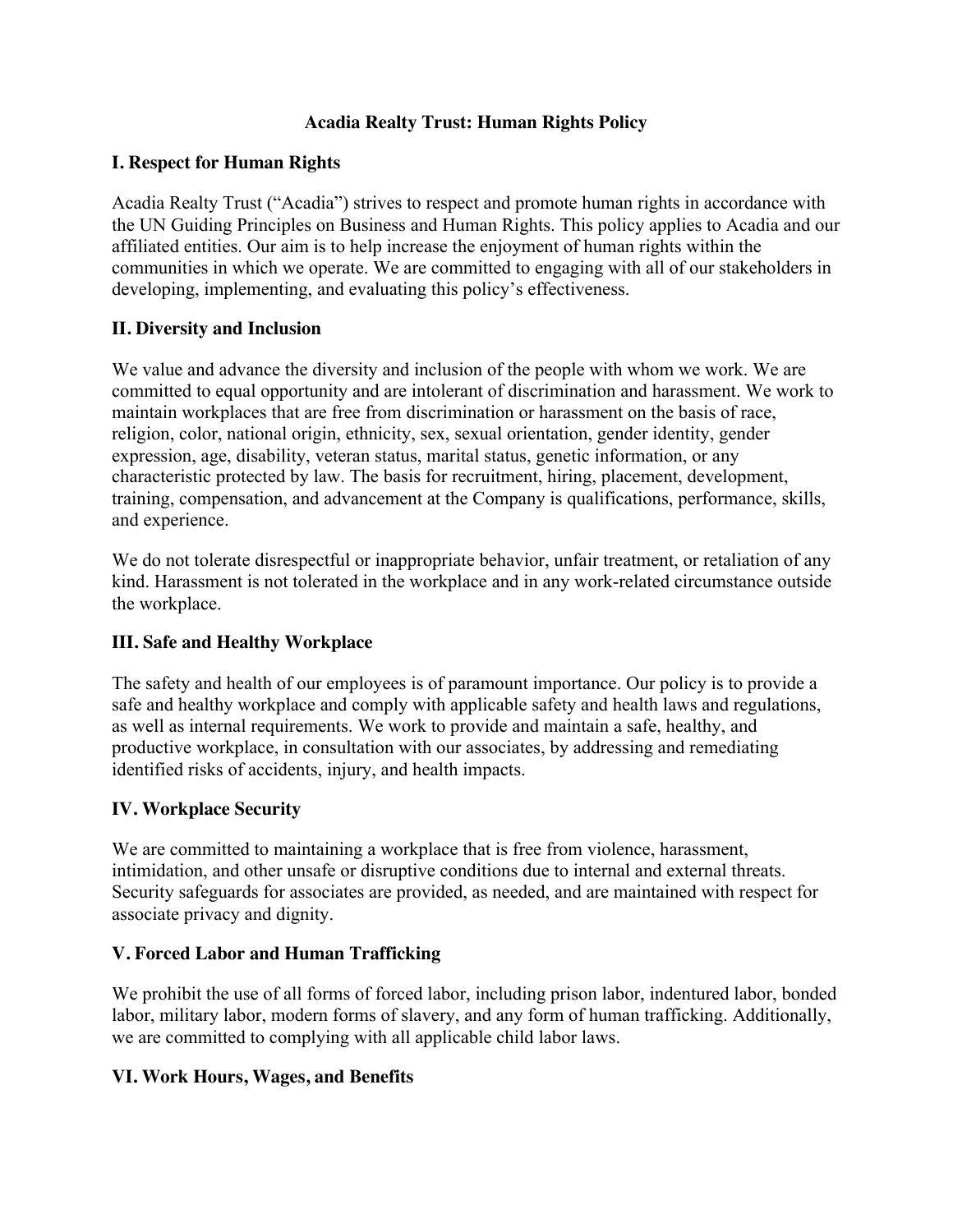# Acadia Realty Trust: Human Rights Policy

## I. Respect for Human Rights

Acadia Realty Trust ("Acadia") strives to respect and promote human rights in accordance with the UN Guiding Principles on Business and Human Rights. This policy applies to Acadia and our affiliated entities. Our aim is to help increase the enjoyment of human rights within the communities in which we operate. We are committed to engaging with all of our stakeholders in developing, implementing, and evaluating this policy's effectiveness.

## II. Diversity and Inclusion

We value and advance the diversity and inclusion of the people with whom we work. We are committed to equal opportunity and are intolerant of discrimination and harassment. We work to maintain workplaces that are free from discrimination or harassment on the basis of race, religion, color, national origin, ethnicity, sex, sexual orientation, gender identity, gender expression, age, disability, veteran status, marital status, genetic information, or any characteristic protected by law. The basis for recruitment, hiring, placement, development, training, compensation, and advancement at the Company is qualifications, performance, skills, and experience.

We do not tolerate disrespectful or inappropriate behavior, unfair treatment, or retaliation of any kind. Harassment is not tolerated in the workplace and in any work-related circumstance outside the workplace.

## III. Safe and Healthy Workplace

The safety and health of our employees is of paramount importance. Our policy is to provide a safe and healthy workplace and comply with applicable safety and health laws and regulations, as well as internal requirements. We work to provide and maintain a safe, healthy, and productive workplace, in consultation with our associates, by addressing and remediating identified risks of accidents, injury, and health impacts.

## IV. Workplace Security

We are committed to maintaining a workplace that is free from violence, harassment, intimidation, and other unsafe or disruptive conditions due to internal and external threats. Security safeguards for associates are provided, as needed, and are maintained with respect for associate privacy and dignity.

## V. Forced Labor and Human Trafficking

We prohibit the use of all forms of forced labor, including prison labor, indentured labor, bonded labor, military labor, modern forms of slavery, and any form of human trafficking. Additionally, we are committed to complying with all applicable child labor laws.

## VI. Work Hours, Wages, and Benefits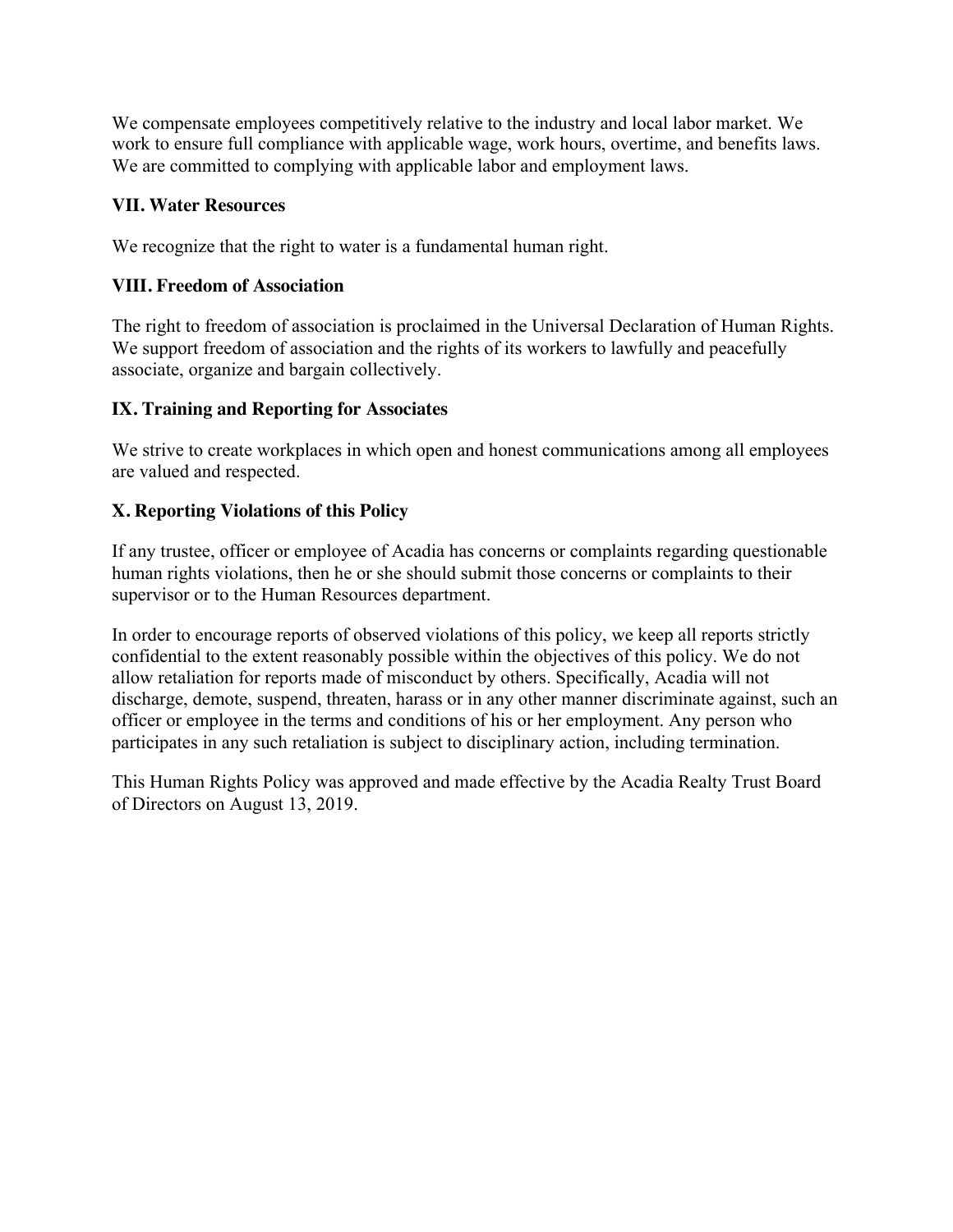We compensate employees competitively relative to the industry and local labor market. We work to ensure full compliance with applicable wage, work hours, overtime, and benefits laws. We are committed to complying with applicable labor and employment laws.

## VII. Water Resources

We recognize that the right to water is a fundamental human right.

## VIII. Freedom of Association

The right to freedom of association is proclaimed in the Universal Declaration of Human Rights. We support freedom of association and the rights of its workers to lawfully and peacefully associate, organize and bargain collectively.

## IX. Training and Reporting for Associates

We strive to create workplaces in which open and honest communications among all employees are valued and respected.

## X. Reporting Violations of this Policy

If any trustee, officer or employee of Acadia has concerns or complaints regarding questionable human rights violations, then he or she should submit those concerns or complaints to their supervisor or to the Human Resources department.

In order to encourage reports of observed violations of this policy, we keep all reports strictly confidential to the extent reasonably possible within the objectives of this policy. We do not allow retaliation for reports made of misconduct by others. Specifically, Acadia will not discharge, demote, suspend, threaten, harass or in any other manner discriminate against, such an officer or employee in the terms and conditions of his or her employment. Any person who participates in any such retaliation is subject to disciplinary action, including termination.

This Human Rights Policy was approved and made effective by the Acadia Realty Trust Board of Directors on August 13, 2019.